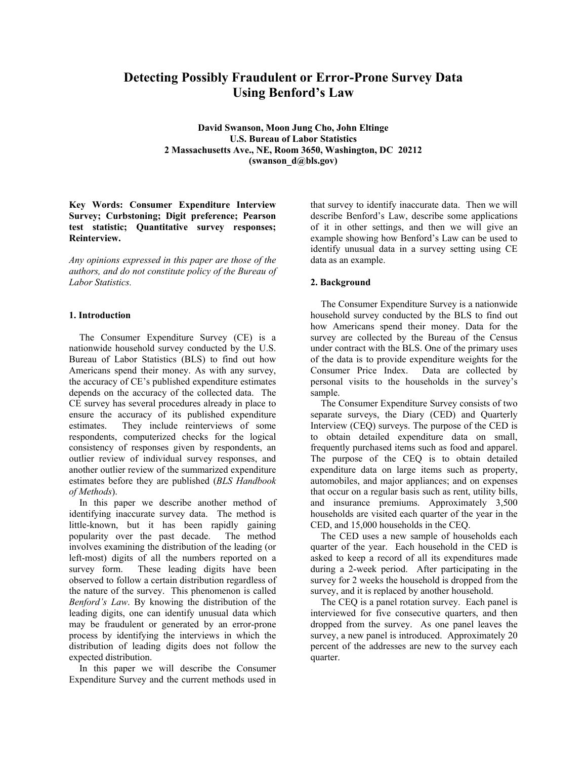# Detecting Possibly Fraudulent or Error-Prone Survey Data Using Benford's Law

**David Swanson, Moon Jung Cho, John Eltinge**
**U.S. Bureau of Labor Statistics**
**2 Massachusetts Ave., NE, Room 3650, Washington, DC 20212**
**(swanson_d@bls.gov)**

**Key Words: Consumer Expenditure Interview Survey; Curbstoning; Digit preference; Pearson test statistic; Quantitative survey responses; Reinterview.**

*Any opinions expressed in this paper are those of the authors, and do not constitute policy of the Bureau of Labor Statistics.*

## 1. Introduction

The Consumer Expenditure Survey (CE) is a nationwide household survey conducted by the U.S. Bureau of Labor Statistics (BLS) to find out how Americans spend their money. As with any survey, the accuracy of CE's published expenditure estimates depends on the accuracy of the collected data. The CE survey has several procedures already in place to ensure the accuracy of its published expenditure estimates. They include reinterviews of some respondents, computerized checks for the logical consistency of responses given by respondents, an outlier review of individual survey responses, and another outlier review of the summarized expenditure estimates before they are published (*BLS Handbook of Methods*).

In this paper we describe another method of identifying inaccurate survey data. The method is little-known, but it has been rapidly gaining popularity over the past decade. The method involves examining the distribution of the leading (or left-most) digits of all the numbers reported on a survey form. These leading digits have been observed to follow a certain distribution regardless of the nature of the survey. This phenomenon is called *Benford's Law*. By knowing the distribution of the leading digits, one can identify unusual data which may be fraudulent or generated by an error-prone process by identifying the interviews in which the distribution of leading digits does not follow the expected distribution.

In this paper we will describe the Consumer Expenditure Survey and the current methods used in that survey to identify inaccurate data. Then we will describe Benford's Law, describe some applications of it in other settings, and then we will give an example showing how Benford's Law can be used to identify unusual data in a survey setting using CE data as an example.

## 2. Background

The Consumer Expenditure Survey is a nationwide household survey conducted by the BLS to find out how Americans spend their money. Data for the survey are collected by the Bureau of the Census under contract with the BLS. One of the primary uses of the data is to provide expenditure weights for the Consumer Price Index. Data are collected by personal visits to the households in the survey's sample.

The Consumer Expenditure Survey consists of two separate surveys, the Diary (CED) and Quarterly Interview (CEQ) surveys. The purpose of the CED is to obtain detailed expenditure data on small, frequently purchased items such as food and apparel. The purpose of the CEQ is to obtain detailed expenditure data on large items such as property, automobiles, and major appliances; and on expenses that occur on a regular basis such as rent, utility bills, and insurance premiums. Approximately 3,500 households are visited each quarter of the year in the CED, and 15,000 households in the CEQ.

The CED uses a new sample of households each quarter of the year. Each household in the CED is asked to keep a record of all its expenditures made during a 2-week period. After participating in the survey for 2 weeks the household is dropped from the survey, and it is replaced by another household.

The CEQ is a panel rotation survey. Each panel is interviewed for five consecutive quarters, and then dropped from the survey. As one panel leaves the survey, a new panel is introduced. Approximately 20 percent of the addresses are new to the survey each quarter.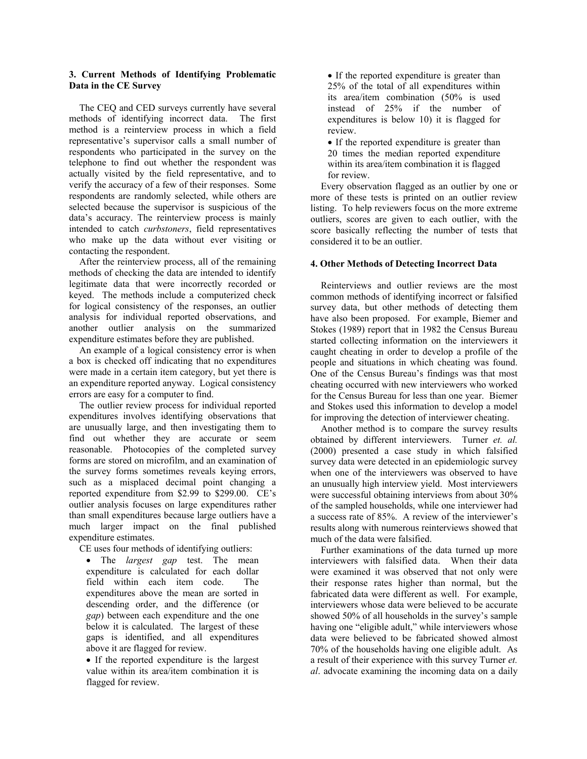## 3. Current Methods of Identifying Problematic Data in the CE Survey

The CEQ and CED surveys currently have several methods of identifying incorrect data. The first method is a reinterview process in which a field representative's supervisor calls a small number of respondents who participated in the survey on the telephone to find out whether the respondent was actually visited by the field representative, and to verify the accuracy of a few of their responses. Some respondents are randomly selected, while others are selected because the supervisor is suspicious of the data's accuracy. The reinterview process is mainly intended to catch *curbstoners*, field representatives who make up the data without ever visiting or contacting the respondent.

After the reinterview process, all of the remaining methods of checking the data are intended to identify legitimate data that were incorrectly recorded or keyed. The methods include a computerized check for logical consistency of the responses, an outlier analysis for individual reported observations, and another outlier analysis on the summarized expenditure estimates before they are published.

An example of a logical consistency error is when a box is checked off indicating that no expenditures were made in a certain item category, but yet there is an expenditure reported anyway. Logical consistency errors are easy for a computer to find.

The outlier review process for individual reported expenditures involves identifying observations that are unusually large, and then investigating them to find out whether they are accurate or seem reasonable. Photocopies of the completed survey forms are stored on microfilm, and an examination of the survey forms sometimes reveals keying errors, such as a misplaced decimal point changing a reported expenditure from \$2.99 to \$299.00. CE's outlier analysis focuses on large expenditures rather than small expenditures because large outliers have a much larger impact on the final published expenditure estimates.

CE uses four methods of identifying outliers:

- The *largest gap* test. The mean expenditure is calculated for each dollar field within each item code. The expenditures above the mean are sorted in descending order, and the difference (or *gap*) between each expenditure and the one below it is calculated. The largest of these gaps is identified, and all expenditures above it are flagged for review.
- If the reported expenditure is the largest value within its area/item combination it is flagged for review.
- If the reported expenditure is greater than 25% of the total of all expenditures within its area/item combination (50% is used instead of 25% if the number of expenditures is below 10) it is flagged for review.
- If the reported expenditure is greater than 20 times the median reported expenditure within its area/item combination it is flagged for review.

Every observation flagged as an outlier by one or more of these tests is printed on an outlier review listing. To help reviewers focus on the more extreme outliers, scores are given to each outlier, with the score basically reflecting the number of tests that considered it to be an outlier.

## 4. Other Methods of Detecting Incorrect Data

Reinterviews and outlier reviews are the most common methods of identifying incorrect or falsified survey data, but other methods of detecting them have also been proposed. For example, Biemer and Stokes (1989) report that in 1982 the Census Bureau started collecting information on the interviewers it caught cheating in order to develop a profile of the people and situations in which cheating was found. One of the Census Bureau's findings was that most cheating occurred with new interviewers who worked for the Census Bureau for less than one year. Biemer and Stokes used this information to develop a model for improving the detection of interviewer cheating.

Another method is to compare the survey results obtained by different interviewers. Turner *et. al.* (2000) presented a case study in which falsified survey data were detected in an epidemiologic survey when one of the interviewers was observed to have an unusually high interview yield. Most interviewers were successful obtaining interviews from about 30% of the sampled households, while one interviewer had a success rate of 85%. A review of the interviewer's results along with numerous reinterviews showed that much of the data were falsified.

Further examinations of the data turned up more interviewers with falsified data. When their data were examined it was observed that not only were their response rates higher than normal, but the fabricated data were different as well. For example, interviewers whose data were believed to be accurate showed 50% of all households in the survey's sample having one "eligible adult," while interviewers whose data were believed to be fabricated showed almost 70% of the households having one eligible adult. As a result of their experience with this survey Turner *et. al*. advocate examining the incoming data on a daily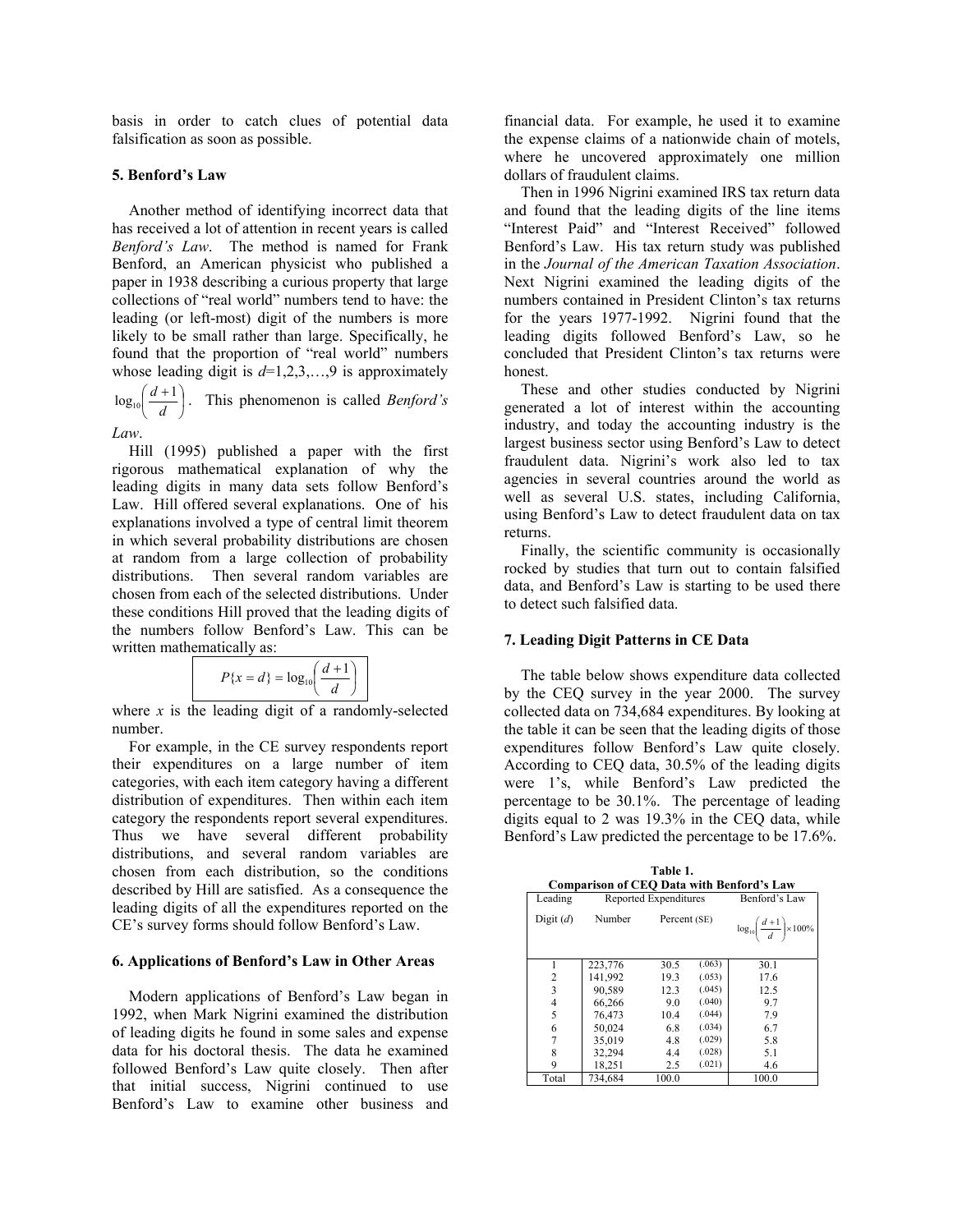basis in order to catch clues of potential data falsification as soon as possible.

### 5. Benford's Law

Another method of identifying incorrect data that has received a lot of attention in recent years is called *Benford's Law*. The method is named for Frank Benford, an American physicist who published a paper in 1938 describing a curious property that large collections of "real world" numbers tend to have: the leading (or left-most) digit of the numbers is more likely to be small rather than large. Specifically, he found that the proportion of "real world" numbers whose leading digit is $d$=1,2,3,…,9 is approximately $\log_{10}\left(\frac{d+1}{d}\right)$. This phenomenon is called *Benford's Law*.

Hill (1995) published a paper with the first rigorous mathematical explanation of why the leading digits in many data sets follow Benford's Law. Hill offered several explanations. One of his explanations involved a type of central limit theorem in which several probability distributions are chosen at random from a large collection of probability distributions. Then several random variables are chosen from each of the selected distributions. Under these conditions Hill proved that the leading digits of the numbers follow Benford's Law. This can be written mathematically as:

$$P\{x = d\} = \log_{10}\left(\frac{d+1}{d}\right)$$

where $x$ is the leading digit of a randomly-selected number.

For example, in the CE survey respondents report their expenditures on a large number of item categories, with each item category having a different distribution of expenditures. Then within each item category the respondents report several expenditures. Thus we have several different probability distributions, and several random variables are chosen from each distribution, so the conditions described by Hill are satisfied. As a consequence the leading digits of all the expenditures reported on the CE's survey forms should follow Benford's Law.

### 6. Applications of Benford's Law in Other Areas

Modern applications of Benford's Law began in 1992, when Mark Nigrini examined the distribution of leading digits he found in some sales and expense data for his doctoral thesis. The data he examined followed Benford's Law quite closely. Then after that initial success, Nigrini continued to use Benford's Law to examine other business and financial data. For example, he used it to examine the expense claims of a nationwide chain of motels, where he uncovered approximately one million dollars of fraudulent claims.

Then in 1996 Nigrini examined IRS tax return data and found that the leading digits of the line items "Interest Paid" and "Interest Received" followed Benford's Law. His tax return study was published in the *Journal of the American Taxation Association*. Next Nigrini examined the leading digits of the numbers contained in President Clinton's tax returns for the years 1977-1992. Nigrini found that the leading digits followed Benford's Law, so he concluded that President Clinton's tax returns were honest.

These and other studies conducted by Nigrini generated a lot of interest within the accounting industry, and today the accounting industry is the largest business sector using Benford's Law to detect fraudulent data. Nigrini's work also led to tax agencies in several countries around the world as well as several U.S. states, including California, using Benford's Law to detect fraudulent data on tax returns.

Finally, the scientific community is occasionally rocked by studies that turn out to contain falsified data, and Benford's Law is starting to be used there to detect such falsified data.

### 7. Leading Digit Patterns in CE Data

The table below shows expenditure data collected by the CEQ survey in the year 2000. The survey collected data on 734,684 expenditures. By looking at the table it can be seen that the leading digits of those expenditures follow Benford's Law quite closely. According to CEQ data, 30.5% of the leading digits were 1's, while Benford's Law predicted the percentage to be 30.1%. The percentage of leading digits equal to 2 was 19.3% in the CEQ data, while Benford's Law predicted the percentage to be 17.6%.

**Table 1.**
**Comparison of CEQ Data with Benford's Law**

| Leading Digit ($d$) | Reported Expenditures: Number | Reported Expenditures: Percent | (SE) | Benford's Law $\log_{10}\left(\frac{d+1}{d}\right)\times 100\%$ |
|---|---|---|---|---|
| 1 | 223,776 | 30.5 | (.063) | 30.1 |
| 2 | 141,992 | 19.3 | (.053) | 17.6 |
| 3 | 90,589 | 12.3 | (.045) | 12.5 |
| 4 | 66,266 | 9.0 | (.040) | 9.7 |
| 5 | 76,473 | 10.4 | (.044) | 7.9 |
| 6 | 50,024 | 6.8 | (.034) | 6.7 |
| 7 | 35,019 | 4.8 | (.029) | 5.8 |
| 8 | 32,294 | 4.4 | (.028) | 5.1 |
| 9 | 18,251 | 2.5 | (.021) | 4.6 |
| Total | 734,684 | 100.0 | | 100.0 |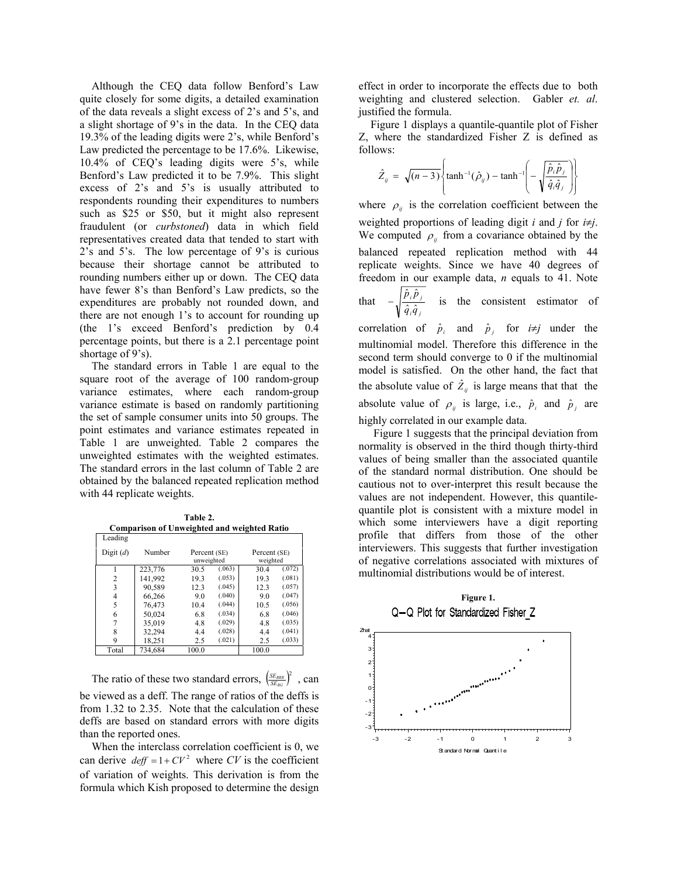Although the CEQ data follow Benford's Law quite closely for some digits, a detailed examination of the data reveals a slight excess of 2's and 5's, and a slight shortage of 9's in the data. In the CEQ data 19.3% of the leading digits were 2's, while Benford's Law predicted the percentage to be 17.6%. Likewise, 10.4% of CEQ's leading digits were 5's, while Benford's Law predicted it to be 7.9%. This slight excess of 2's and 5's is usually attributed to respondents rounding their expenditures to numbers such as \$25 or \$50, but it might also represent fraudulent (or *curbstoned*) data in which field representatives created data that tended to start with 2's and 5's. The low percentage of 9's is curious because their shortage cannot be attributed to rounding numbers either up or down. The CEQ data have fewer 8's than Benford's Law predicts, so the expenditures are probably not rounded down, and there are not enough 1's to account for rounding up (the 1's exceed Benford's prediction by 0.4 percentage points, but there is a 2.1 percentage point shortage of 9's).

The standard errors in Table 1 are equal to the square root of the average of 100 random-group variance estimates, where each random-group variance estimate is based on randomly partitioning the set of sample consumer units into 50 groups. The point estimates and variance estimates repeated in Table 1 are unweighted. Table 2 compares the unweighted estimates with the weighted estimates. The standard errors in the last column of Table 2 are obtained by the balanced repeated replication method with 44 replicate weights.

**Table 2.**
**Comparison of Unweighted and weighted Ratio**

| Leading Digit ($d$) | Number | Percent (SE) unweighted | | Percent (SE) weighted | |
|---|---|---|---|---|---|
| 1 | 223,776 | 30.5 | (.063) | 30.4 | (.072) |
| 2 | 141,992 | 19.3 | (.053) | 19.3 | (.081) |
| 3 | 90,589 | 12.3 | (.045) | 12.3 | (.057) |
| 4 | 66,266 | 9.0 | (.040) | 9.0 | (.047) |
| 5 | 76,473 | 10.4 | (.044) | 10.5 | (.056) |
| 6 | 50,024 | 6.8 | (.034) | 6.8 | (.046) |
| 7 | 35,019 | 4.8 | (.029) | 4.8 | (.035) |
| 8 | 32,294 | 4.4 | (.028) | 4.4 | (.041) |
| 9 | 18,251 | 2.5 | (.021) | 2.5 | (.033) |
| Total | 734,684 | 100.0 | | 100.0 | |

The ratio of these two standard errors, $\left(\frac{SE_{BRR}}{SE_{RG}}\right)^2$, can be viewed as a deff. The range of ratios of the deffs is from 1.32 to 2.35. Note that the calculation of these deffs are based on standard errors with more digits than the reported ones.

When the interclass correlation coefficient is 0, we can derive $deff = 1 + CV^2$ where $CV$ is the coefficient of variation of weights. This derivation is from the formula which Kish proposed to determine the design effect in order to incorporate the effects due to both weighting and clustered selection. Gabler *et. al*. justified the formula.

Figure 1 displays a quantile-quantile plot of Fisher Z, where the standardized Fisher Z is defined as follows:

$$\hat{Z}_{ij} = \sqrt{(n-3)}\left\{\tanh^{-1}(\hat{\rho}_{ij}) - \tanh^{-1}\left(-\sqrt{\frac{\hat{p}_i \hat{p}_j}{\hat{q}_i \hat{q}_j}}\right)\right\}$$

where $\rho_{ij}$ is the correlation coefficient between the weighted proportions of leading digit $i$ and $j$ for $i \neq j$. We computed $\rho_{ij}$ from a covariance obtained by the balanced repeated replication method with 44 replicate weights. Since we have 40 degrees of freedom in our example data, $n$ equals to 41. Note that $-\sqrt{\frac{\hat{p}_i \hat{p}_j}{\hat{q}_i \hat{q}_j}}$ is the consistent estimator of correlation of $\hat{p}_i$ and $\hat{p}_j$ for $i \neq j$ under the multinomial model. Therefore this difference in the second term should converge to 0 if the multinomial model is satisfied. On the other hand, the fact that the absolute value of $\hat{Z}_{ij}$ is large means that that the absolute value of $\rho_{ij}$ is large, i.e., $\hat{p}_i$ and $\hat{p}_j$ are highly correlated in our example data.

Figure 1 suggests that the principal deviation from normality is observed in the third though thirty-third values of being smaller than the associated quantile of the standard normal distribution. One should be cautious not to over-interpret this result because the values are not independent. However, this quantile-quantile plot is consistent with a mixture model in which some interviewers have a digit reporting profile that differs from those of the other interviewers. This suggests that further investigation of negative correlations associated with mixtures of multinomial distributions would be of interest.

**Figure 1.**
Q-Q Plot for Standardized Fisher_Z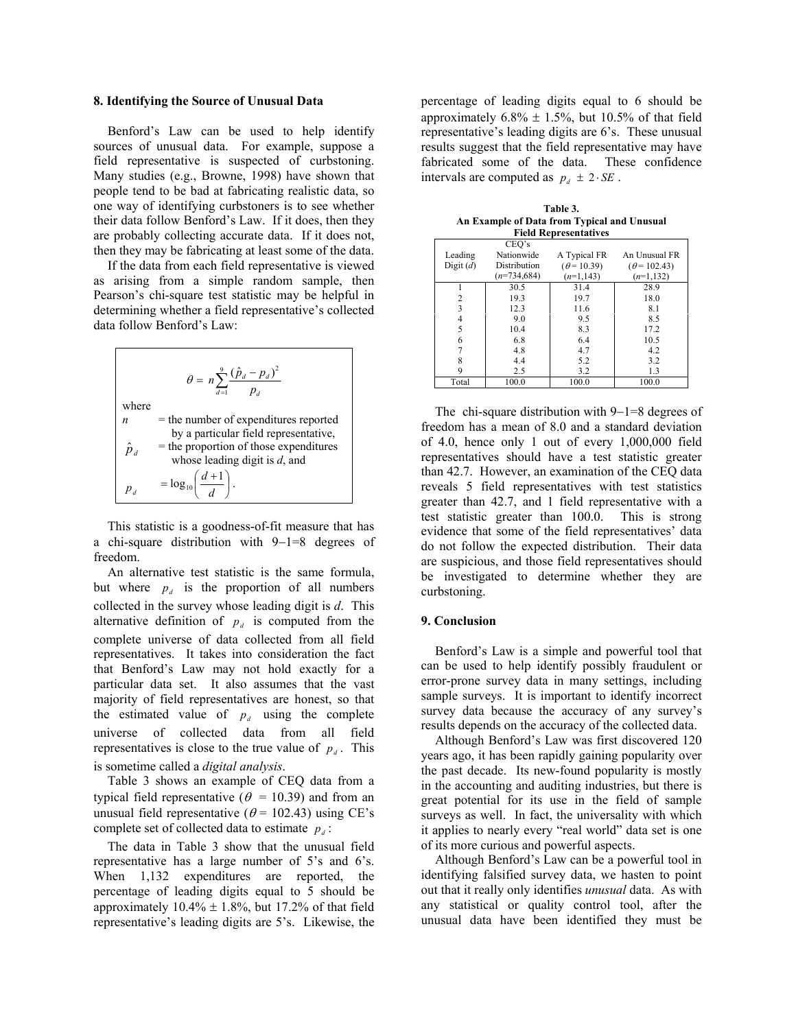## 8. Identifying the Source of Unusual Data

Benford's Law can be used to help identify sources of unusual data. For example, suppose a field representative is suspected of curbstoning. Many studies (e.g., Browne, 1998) have shown that people tend to be bad at fabricating realistic data, so one way of identifying curbstoners is to see whether their data follow Benford's Law. If it does, then they are probably collecting accurate data. If it does not, then they may be fabricating at least some of the data.

If the data from each field representative is viewed as arising from a simple random sample, then Pearson's chi-square test statistic may be helpful in determining whether a field representative's collected data follow Benford's Law:

$$\theta = n \sum_{d=1}^{9} \frac{(\hat{p}_d - p_d)^2}{p_d}$$

where

$n$ = the number of expenditures reported by a particular field representative,

$\hat{p}_d$ = the proportion of those expenditures whose leading digit is $d$, and

$p_d = \log_{10}\left(\frac{d+1}{d}\right)$.

This statistic is a goodness-of-fit measure that has a chi-square distribution with 9−1=8 degrees of freedom.

An alternative test statistic is the same formula, but where $p_d$ is the proportion of all numbers collected in the survey whose leading digit is $d$. This alternative definition of $p_d$ is computed from the complete universe of data collected from all field representatives. It takes into consideration the fact that Benford's Law may not hold exactly for a particular data set. It also assumes that the vast majority of field representatives are honest, so that the estimated value of $p_d$ using the complete universe of collected data from all field representatives is close to the true value of $p_d$. This is sometime called a *digital analysis*.

Table 3 shows an example of CEQ data from a typical field representative ($\theta$ = 10.39) and from an unusual field representative ($\theta$ = 102.43) using CE's complete set of collected data to estimate $p_d$:

The data in Table 3 show that the unusual field representative has a large number of 5's and 6's. When 1,132 expenditures are reported, the percentage of leading digits equal to 5 should be approximately 10.4% ± 1.8%, but 17.2% of that field representative's leading digits are 5's. Likewise, the percentage of leading digits equal to 6 should be approximately 6.8% ± 1.5%, but 10.5% of that field representative's leading digits are 6's. These unusual results suggest that the field representative may have fabricated some of the data. These confidence intervals are computed as $p_d \pm 2 \cdot SE$.

**Table 3.**
**An Example of Data from Typical and Unusual Field Representatives**

| Leading Digit ($d$) | CEQ's Nationwide Distribution ($n$=734,684) | A Typical FR ($\theta$ = 10.39) ($n$=1,143) | An Unusual FR ($\theta$ = 102.43) ($n$=1,132) |
|---|---|---|---|
| 1 | 30.5 | 31.4 | 28.9 |
| 2 | 19.3 | 19.7 | 18.0 |
| 3 | 12.3 | 11.6 | 8.1 |
| 4 | 9.0 | 9.5 | 8.5 |
| 5 | 10.4 | 8.3 | 17.2 |
| 6 | 6.8 | 6.4 | 10.5 |
| 7 | 4.8 | 4.7 | 4.2 |
| 8 | 4.4 | 5.2 | 3.2 |
| 9 | 2.5 | 3.2 | 1.3 |
| Total | 100.0 | 100.0 | 100.0 |

The chi-square distribution with 9−1=8 degrees of freedom has a mean of 8.0 and a standard deviation of 4.0, hence only 1 out of every 1,000,000 field representatives should have a test statistic greater than 42.7. However, an examination of the CEQ data reveals 5 field representatives with test statistics greater than 42.7, and 1 field representative with a test statistic greater than 100.0. This is strong evidence that some of the field representatives' data do not follow the expected distribution. Their data are suspicious, and those field representatives should be investigated to determine whether they are curbstoning.

## 9. Conclusion

Benford's Law is a simple and powerful tool that can be used to help identify possibly fraudulent or error-prone survey data in many settings, including sample surveys. It is important to identify incorrect survey data because the accuracy of any survey's results depends on the accuracy of the collected data.

Although Benford's Law was first discovered 120 years ago, it has been rapidly gaining popularity over the past decade. Its new-found popularity is mostly in the accounting and auditing industries, but there is great potential for its use in the field of sample surveys as well. In fact, the universality with which it applies to nearly every "real world" data set is one of its more curious and powerful aspects.

Although Benford's Law can be a powerful tool in identifying falsified survey data, we hasten to point out that it really only identifies *unusual* data. As with any statistical or quality control tool, after the unusual data have been identified they must be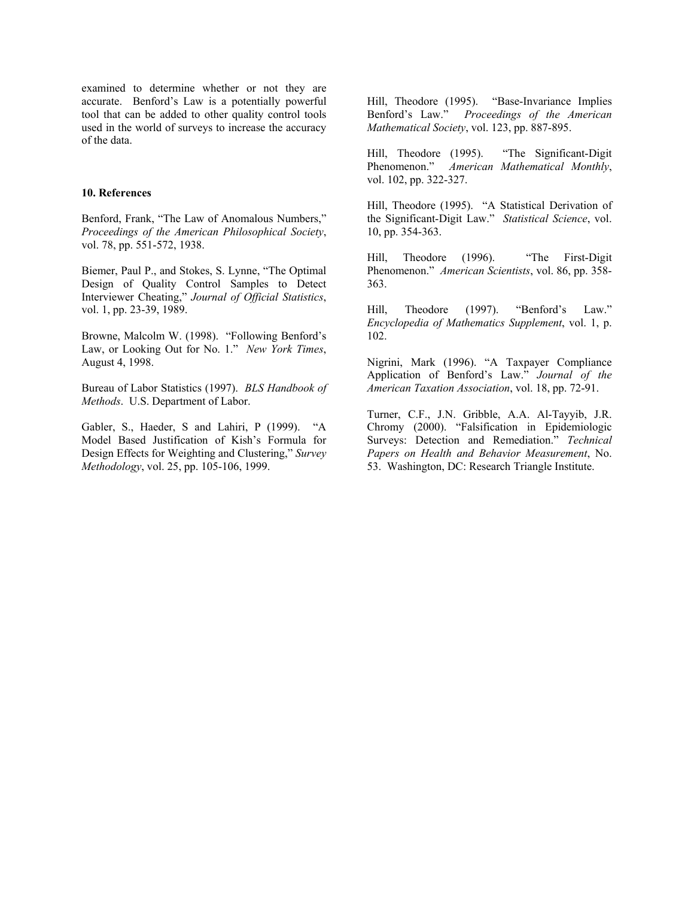examined to determine whether or not they are accurate. Benford's Law is a potentially powerful tool that can be added to other quality control tools used in the world of surveys to increase the accuracy of the data.

**10. References**

Benford, Frank, "The Law of Anomalous Numbers," *Proceedings of the American Philosophical Society*, vol. 78, pp. 551-572, 1938.

Biemer, Paul P., and Stokes, S. Lynne, "The Optimal Design of Quality Control Samples to Detect Interviewer Cheating," *Journal of Official Statistics*, vol. 1, pp. 23-39, 1989.

Browne, Malcolm W. (1998). "Following Benford's Law, or Looking Out for No. 1." *New York Times*, August 4, 1998.

Bureau of Labor Statistics (1997). *BLS Handbook of Methods*. U.S. Department of Labor.

Gabler, S., Haeder, S and Lahiri, P (1999). "A Model Based Justification of Kish's Formula for Design Effects for Weighting and Clustering," *Survey Methodology*, vol. 25, pp. 105-106, 1999.

Hill, Theodore (1995). "Base-Invariance Implies Benford's Law." *Proceedings of the American Mathematical Society*, vol. 123, pp. 887-895.

Hill, Theodore (1995). "The Significant-Digit Phenomenon." *American Mathematical Monthly*, vol. 102, pp. 322-327.

Hill, Theodore (1995). "A Statistical Derivation of the Significant-Digit Law." *Statistical Science*, vol. 10, pp. 354-363.

Hill, Theodore (1996). "The First-Digit Phenomenon." *American Scientists*, vol. 86, pp. 358-363.

Hill, Theodore (1997). "Benford's Law." *Encyclopedia of Mathematics Supplement*, vol. 1, p. 102.

Nigrini, Mark (1996). "A Taxpayer Compliance Application of Benford's Law." *Journal of the American Taxation Association*, vol. 18, pp. 72-91.

Turner, C.F., J.N. Gribble, A.A. Al-Tayyib, J.R. Chromy (2000). "Falsification in Epidemiologic Surveys: Detection and Remediation." *Technical Papers on Health and Behavior Measurement*, No. 53. Washington, DC: Research Triangle Institute.